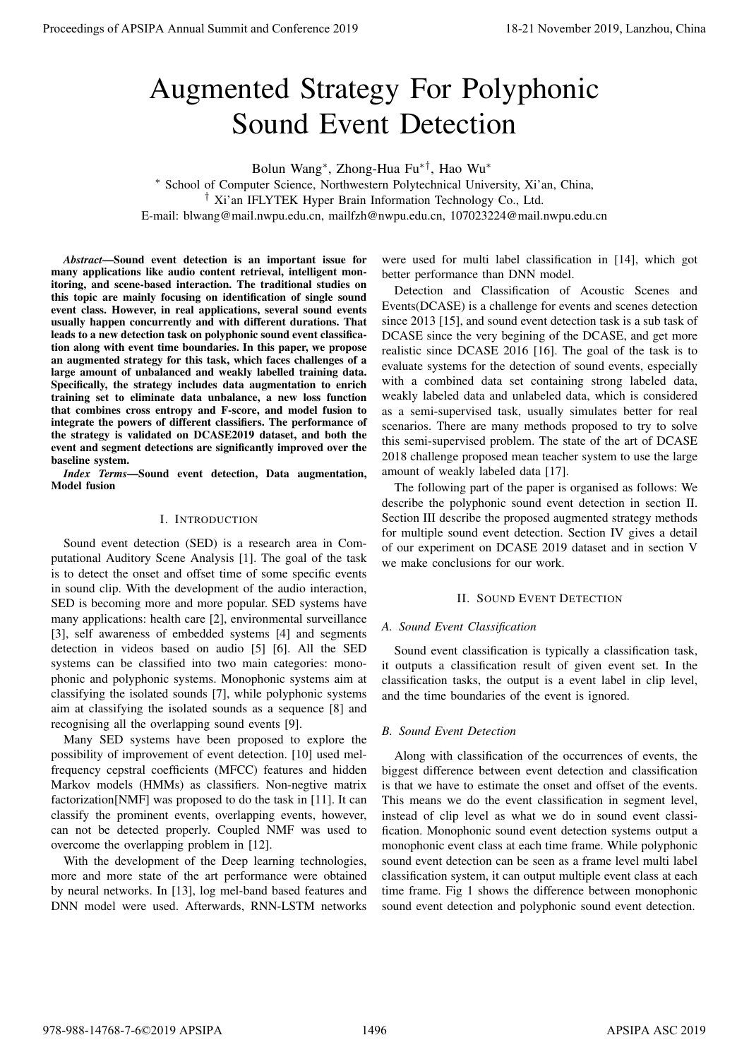# Augmented Strategy For Polyphonic Sound Event Detection

Bolun Wang[*], Zhong-Hua Fu[*†], Hao Wu[*]

[*] School of Computer Science, Northwestern Polytechnical University, Xi'an, China,
[†] Xi'an IFLYTEK Hyper Brain Information Technology Co., Ltd.
E-mail: blwang@mail.nwpu.edu.cn, mailfzh@nwpu.edu.cn, 107023224@mail.nwpu.edu.cn

***Abstract*—Sound event detection is an important issue for many applications like audio content retrieval, intelligent monitoring, and scene-based interaction. The traditional studies on this topic are mainly focusing on identification of single sound event class. However, in real applications, several sound events usually happen concurrently and with different durations. That leads to a new detection task on polyphonic sound event classification along with event time boundaries. In this paper, we propose an augmented strategy for this task, which faces challenges of a large amount of unbalanced and weakly labelled training data. Specifically, the strategy includes data augmentation to enrich training set to eliminate data unbalance, a new loss function that combines cross entropy and F-score, and model fusion to integrate the powers of different classifiers. The performance of the strategy is validated on DCASE2019 dataset, and both the event and segment detections are significantly improved over the baseline system.**

***Index Terms*—Sound event detection, Data augmentation, Model fusion**

## I. Introduction

Sound event detection (SED) is a research area in Computational Auditory Scene Analysis [1]. The goal of the task is to detect the onset and offset time of some specific events in sound clip. With the development of the audio interaction, SED is becoming more and more popular. SED systems have many applications: health care [2], environmental surveillance [3], self awareness of embedded systems [4] and segments detection in videos based on audio [5] [6]. All the SED systems can be classified into two main categories: monophonic and polyphonic systems. Monophonic systems aim at classifying the isolated sounds [7], while polyphonic systems aim at classifying the isolated sounds as a sequence [8] and recognising all the overlapping sound events [9].

Many SED systems have been proposed to explore the possibility of improvement of event detection. [10] used mel-frequency cepstral coefficients (MFCC) features and hidden Markov models (HMMs) as classifiers. Non-negtive matrix factorization[NMF] was proposed to do the task in [11]. It can classify the prominent events, overlapping events, however, can not be detected properly. Coupled NMF was used to overcome the overlapping problem in [12].

With the development of the Deep learning technologies, more and more state of the art performance were obtained by neural networks. In [13], log mel-band based features and DNN model were used. Afterwards, RNN-LSTM networks were used for multi label classification in [14], which got better performance than DNN model.

Detection and Classification of Acoustic Scenes and Events(DCASE) is a challenge for events and scenes detection since 2013 [15], and sound event detection task is a sub task of DCASE since the very begining of the DCASE, and get more realistic since DCASE 2016 [16]. The goal of the task is to evaluate systems for the detection of sound events, especially with a combined data set containing strong labeled data, weakly labeled data and unlabeled data, which is considered as a semi-supervised task, usually simulates better for real scenarios. There are many methods proposed to try to solve this semi-supervised problem. The state of the art of DCASE 2018 challenge proposed mean teacher system to use the large amount of weakly labeled data [17].

The following part of the paper is organised as follows: We describe the polyphonic sound event detection in section II. Section III describe the proposed augmented strategy methods for multiple sound event detection. Section IV gives a detail of our experiment on DCASE 2019 dataset and in section V we make conclusions for our work.

## II. Sound Event Detection

### *A. Sound Event Classification*

Sound event classification is typically a classification task, it outputs a classification result of given event set. In the classification tasks, the output is a event label in clip level, and the time boundaries of the event is ignored.

### *B. Sound Event Detection*

Along with classification of the occurrences of events, the biggest difference between event detection and classification is that we have to estimate the onset and offset of the events. This means we do the event classification in segment level, instead of clip level as what we do in sound event classification. Monophonic sound event detection systems output a monophonic event class at each time frame. While polyphonic sound event detection can be seen as a frame level multi label classification system, it can output multiple event class at each time frame. Fig 1 shows the difference between monophonic sound event detection and polyphonic sound event detection.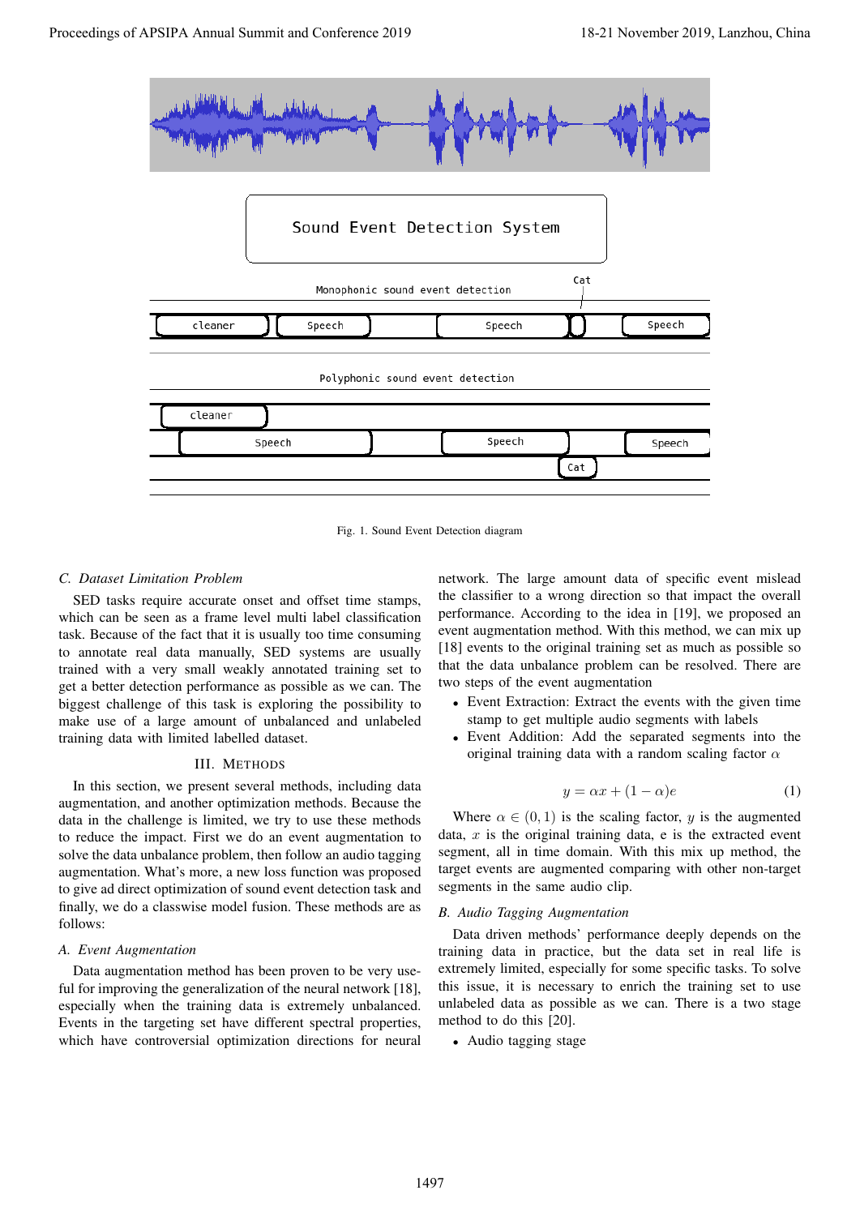Fig. 1. Sound Event Detection diagram

### C. Dataset Limitation Problem

SED tasks require accurate onset and offset time stamps, which can be seen as a frame level multi label classification task. Because of the fact that it is usually too time consuming to annotate real data manually, SED systems are usually trained with a very small weakly annotated training set to get a better detection performance as possible as we can. The biggest challenge of this task is exploring the possibility to make use of a large amount of unbalanced and unlabeled training data with limited labelled dataset.

## III. Methods

In this section, we present several methods, including data augmentation, and another optimization methods. Because the data in the challenge is limited, we try to use these methods to reduce the impact. First we do an event augmentation to solve the data unbalance problem, then follow an audio tagging augmentation. What's more, a new loss function was proposed to give ad direct optimization of sound event detection task and finally, we do a classwise model fusion. These methods are as follows:

### A. Event Augmentation

Data augmentation method has been proven to be very useful for improving the generalization of the neural network [18], especially when the training data is extremely unbalanced. Events in the targeting set have different spectral properties, which have controversial optimization directions for neural network. The large amount data of specific event mislead the classifier to a wrong direction so that impact the overall performance. According to the idea in [19], we proposed an event augmentation method. With this method, we can mix up [18] events to the original training set as much as possible so that the data unbalance problem can be resolved. There are two steps of the event augmentation

- Event Extraction: Extract the events with the given time stamp to get multiple audio segments with labels
- Event Addition: Add the separated segments into the original training data with a random scaling factor $\alpha$

$$y = \alpha x + (1 - \alpha)e \quad (1)$$

Where $\alpha \in (0, 1)$ is the scaling factor, $y$ is the augmented data, $x$ is the original training data, e is the extracted event segment, all in time domain. With this mix up method, the target events are augmented comparing with other non-target segments in the same audio clip.

### B. Audio Tagging Augmentation

Data driven methods' performance deeply depends on the training data in practice, but the data set in real life is extremely limited, especially for some specific tasks. To solve this issue, it is necessary to enrich the training set to use unlabeled data as possible as we can. There is a two stage method to do this [20].

- Audio tagging stage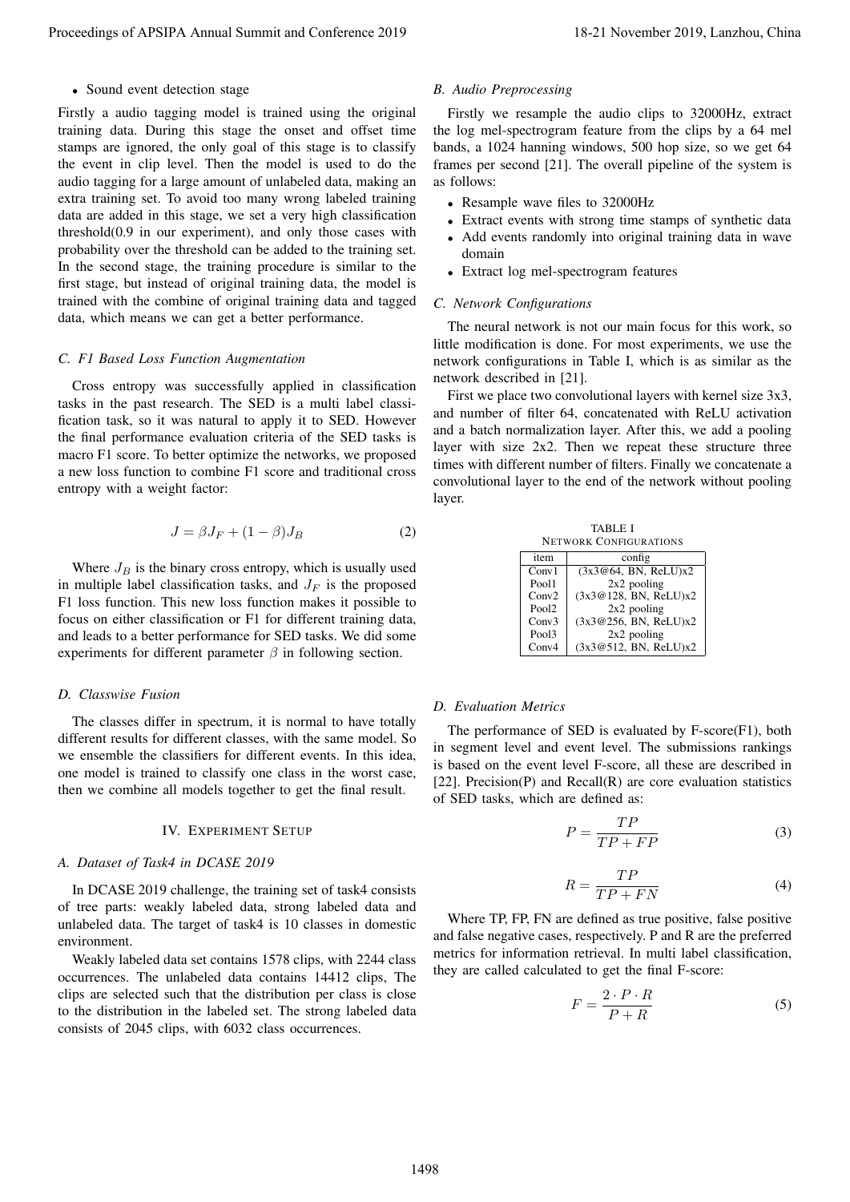- Sound event detection stage

Firstly a audio tagging model is trained using the original training data. During this stage the onset and offset time stamps are ignored, the only goal of this stage is to classify the event in clip level. Then the model is used to do the audio tagging for a large amount of unlabeled data, making an extra training set. To avoid too many wrong labeled training data are added in this stage, we set a very high classification threshold(0.9 in our experiment), and only those cases with probability over the threshold can be added to the training set. In the second stage, the training procedure is similar to the first stage, but instead of original training data, the model is trained with the combine of original training data and tagged data, which means we can get a better performance.

### C. F1 Based Loss Function Augmentation

Cross entropy was successfully applied in classification tasks in the past research. The SED is a multi label classification task, so it was natural to apply it to SED. However the final performance evaluation criteria of the SED tasks is macro F1 score. To better optimize the networks, we proposed a new loss function to combine F1 score and traditional cross entropy with a weight factor:

$$J = \beta J_F + (1 - \beta) J_B \tag{2}$$

Where $J_B$ is the binary cross entropy, which is usually used in multiple label classification tasks, and $J_F$ is the proposed F1 loss function. This new loss function makes it possible to focus on either classification or F1 for different training data, and leads to a better performance for SED tasks. We did some experiments for different parameter $\beta$ in following section.

### D. Classwise Fusion

The classes differ in spectrum, it is normal to have totally different results for different classes, with the same model. So we ensemble the classifiers for different events. In this idea, one model is trained to classify one class in the worst case, then we combine all models together to get the final result.

## IV. Experiment Setup

### A. Dataset of Task4 in DCASE 2019

In DCASE 2019 challenge, the training set of task4 consists of tree parts: weakly labeled data, strong labeled data and unlabeled data. The target of task4 is 10 classes in domestic environment.

Weakly labeled data set contains 1578 clips, with 2244 class occurrences. The unlabeled data contains 14412 clips, The clips are selected such that the distribution per class is close to the distribution in the labeled set. The strong labeled data consists of 2045 clips, with 6032 class occurrences.

### B. Audio Preprocessing

Firstly we resample the audio clips to 32000Hz, extract the log mel-spectrogram feature from the clips by a 64 mel bands, a 1024 hanning windows, 500 hop size, so we get 64 frames per second [21]. The overall pipeline of the system is as follows:

- Resample wave files to 32000Hz
- Extract events with strong time stamps of synthetic data
- Add events randomly into original training data in wave domain
- Extract log mel-spectrogram features

### C. Network Configurations

The neural network is not our main focus for this work, so little modification is done. For most experiments, we use the network configurations in Table I, which is as similar as the network described in [21].

First we place two convolutional layers with kernel size 3x3, and number of filter 64, concatenated with ReLU activation and a batch normalization layer. After this, we add a pooling layer with size 2x2. Then we repeat these structure three times with different number of filters. Finally we concatenate a convolutional layer to the end of the network without pooling layer.

TABLE I
Network Configurations

| item | config |
|---|---|
| Conv1 | (3x3@64, BN, ReLU)x2 |
| Pool1 | 2x2 pooling |
| Conv2 | (3x3@128, BN, ReLU)x2 |
| Pool2 | 2x2 pooling |
| Conv3 | (3x3@256, BN, ReLU)x2 |
| Pool3 | 2x2 pooling |
| Conv4 | (3x3@512, BN, ReLU)x2 |

### D. Evaluation Metrics

The performance of SED is evaluated by F-score(F1), both in segment level and event level. The submissions rankings is based on the event level F-score, all these are described in [22]. Precision(P) and Recall(R) are core evaluation statistics of SED tasks, which are defined as:

$$P = \frac{TP}{TP + FP} \tag{3}$$

$$R = \frac{TP}{TP + FN} \tag{4}$$

Where TP, FP, FN are defined as true positive, false positive and false negative cases, respectively. P and R are the preferred metrics for information retrieval. In multi label classification, they are called calculated to get the final F-score:

$$F = \frac{2 \cdot P \cdot R}{P + R} \tag{5}$$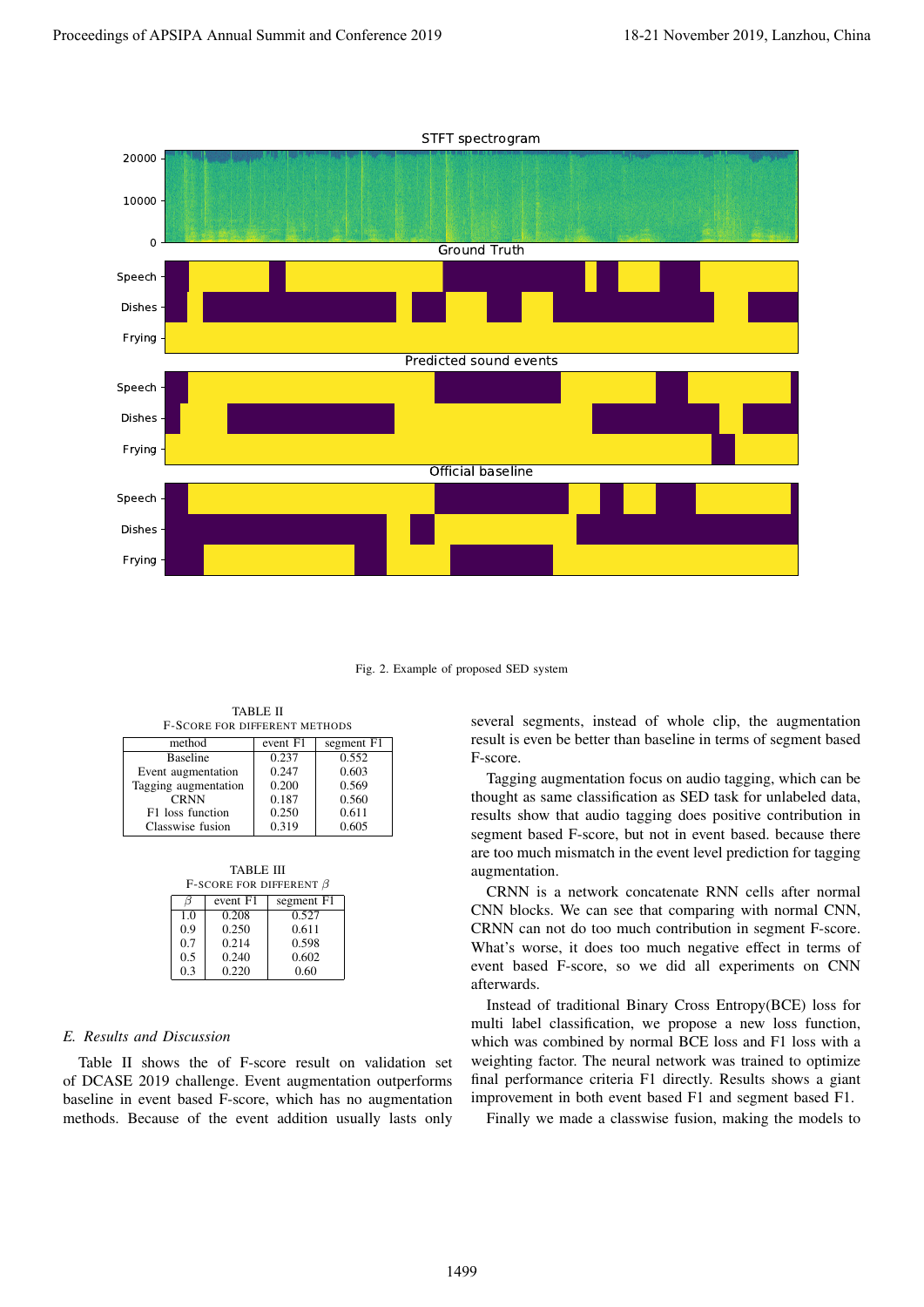Fig. 2. Example of proposed SED system

TABLE II
F-SCORE FOR DIFFERENT METHODS

| method | event F1 | segment F1 |
|---|---|---|
| Baseline | 0.237 | 0.552 |
| Event augmentation | 0.247 | 0.603 |
| Tagging augmentation | 0.200 | 0.569 |
| CRNN | 0.187 | 0.560 |
| F1 loss function | 0.250 | 0.611 |
| Classwise fusion | 0.319 | 0.605 |

TABLE III
F-SCORE FOR DIFFERENT $\beta$

| $\beta$ | event F1 | segment F1 |
|---|---|---|
| 1.0 | 0.208 | 0.527 |
| 0.9 | 0.250 | 0.611 |
| 0.7 | 0.214 | 0.598 |
| 0.5 | 0.240 | 0.602 |
| 0.3 | 0.220 | 0.60 |

### *E. Results and Discussion*

Table II shows the of F-score result on validation set of DCASE 2019 challenge. Event augmentation outperforms baseline in event based F-score, which has no augmentation methods. Because of the event addition usually lasts only several segments, instead of whole clip, the augmentation result is even be better than baseline in terms of segment based F-score.

Tagging augmentation focus on audio tagging, which can be thought as same classification as SED task for unlabeled data, results show that audio tagging does positive contribution in segment based F-score, but not in event based. because there are too much mismatch in the event level prediction for tagging augmentation.

CRNN is a network concatenate RNN cells after normal CNN blocks. We can see that comparing with normal CNN, CRNN can not do too much contribution in segment F-score. What's worse, it does too much negative effect in terms of event based F-score, so we did all experiments on CNN afterwards.

Instead of traditional Binary Cross Entropy(BCE) loss for multi label classification, we propose a new loss function, which was combined by normal BCE loss and F1 loss with a weighting factor. The neural network was trained to optimize final performance criteria F1 directly. Results shows a giant improvement in both event based F1 and segment based F1.

Finally we made a classwise fusion, making the models to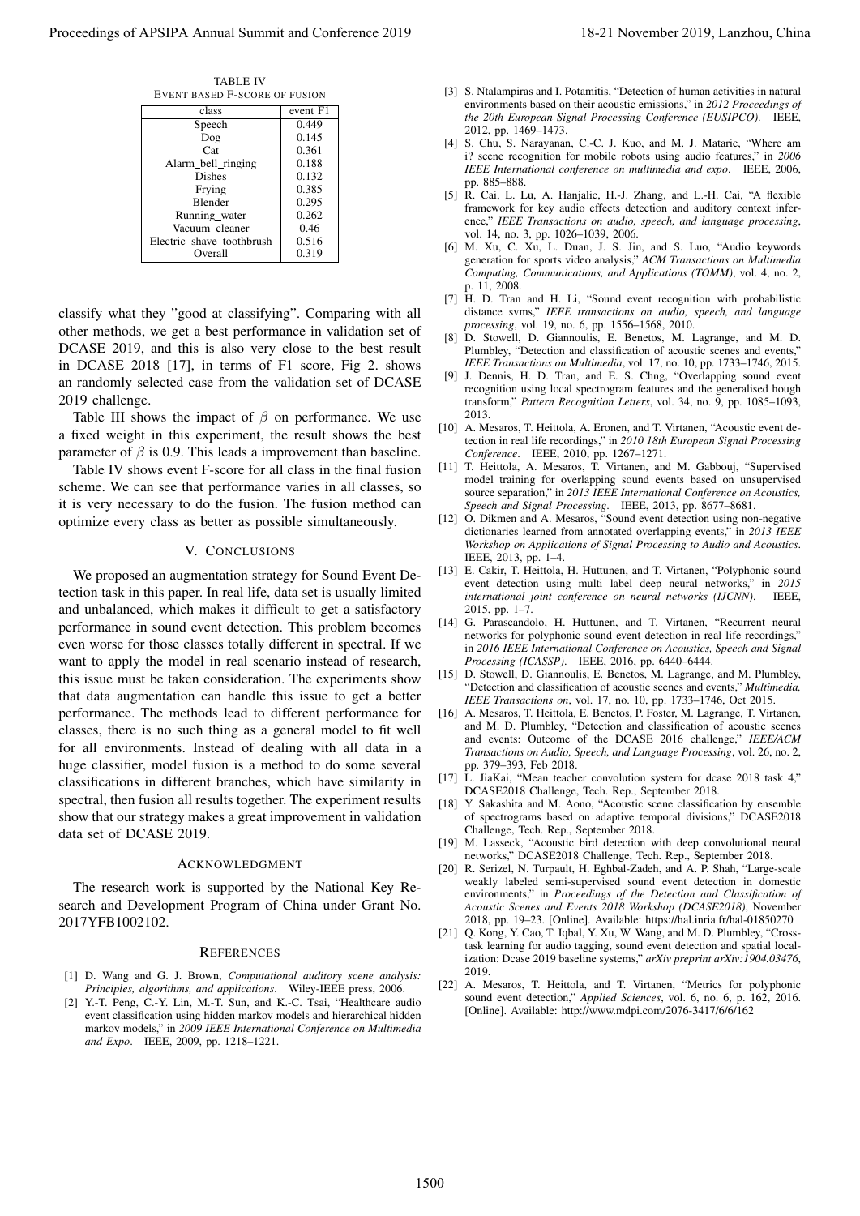TABLE IV
EVENT BASED F-SCORE OF FUSION

| class | event F1 |
| --- | --- |
| Speech | 0.449 |
| Dog | 0.145 |
| Cat | 0.361 |
| Alarm_bell_ringing | 0.188 |
| Dishes | 0.132 |
| Frying | 0.385 |
| Blender | 0.295 |
| Running_water | 0.262 |
| Vacuum_cleaner | 0.46 |
| Electric_shave_toothbrush | 0.516 |
| Overall | 0.319 |

classify what they "good at classifying". Comparing with all other methods, we get a best performance in validation set of DCASE 2019, and this is also very close to the best result in DCASE 2018 [17], in terms of F1 score, Fig 2. shows an randomly selected case from the validation set of DCASE 2019 challenge.

Table III shows the impact of $\beta$ on performance. We use a fixed weight in this experiment, the result shows the best parameter of $\beta$ is 0.9. This leads a improvement than baseline.

Table IV shows event F-score for all class in the final fusion scheme. We can see that performance varies in all classes, so it is very necessary to do the fusion. The fusion method can optimize every class as better as possible simultaneously.

## V. CONCLUSIONS

We proposed an augmentation strategy for Sound Event Detection task in this paper. In real life, data set is usually limited and unbalanced, which makes it difficult to get a satisfactory performance in sound event detection. This problem becomes even worse for those classes totally different in spectral. If we want to apply the model in real scenario instead of research, this issue must be taken consideration. The experiments show that data augmentation can handle this issue to get a better performance. The methods lead to different performance for classes, there is no such thing as a general model to fit well for all environments. Instead of dealing with all data in a huge classifier, model fusion is a method to do some several classifications in different branches, which have similarity in spectral, then fusion all results together. The experiment results show that our strategy makes a great improvement in validation data set of DCASE 2019.

## ACKNOWLEDGMENT

The research work is supported by the National Key Research and Development Program of China under Grant No. 2017YFB1002102.

## REFERENCES

[1] D. Wang and G. J. Brown, *Computational auditory scene analysis: Principles, algorithms, and applications*. Wiley-IEEE press, 2006.

[2] Y.-T. Peng, C.-Y. Lin, M.-T. Sun, and K.-C. Tsai, "Healthcare audio event classification using hidden markov models and hierarchical hidden markov models," in *2009 IEEE International Conference on Multimedia and Expo*. IEEE, 2009, pp. 1218–1221.

[3] S. Ntalampiras and I. Potamitis, "Detection of human activities in natural environments based on their acoustic emissions," in *2012 Proceedings of the 20th European Signal Processing Conference (EUSIPCO)*. IEEE, 2012, pp. 1469–1473.

[4] S. Chu, S. Narayanan, C.-C. J. Kuo, and M. J. Mataric, "Where am i? scene recognition for mobile robots using audio features," in *2006 IEEE International conference on multimedia and expo*. IEEE, 2006, pp. 885–888.

[5] R. Cai, L. Lu, A. Hanjalic, H.-J. Zhang, and L.-H. Cai, "A flexible framework for key audio effects detection and auditory context inference," *IEEE Transactions on audio, speech, and language processing*, vol. 14, no. 3, pp. 1026–1039, 2006.

[6] M. Xu, C. Xu, L. Duan, J. S. Jin, and S. Luo, "Audio keywords generation for sports video analysis," *ACM Transactions on Multimedia Computing, Communications, and Applications (TOMM)*, vol. 4, no. 2, p. 11, 2008.

[7] H. D. Tran and H. Li, "Sound event recognition with probabilistic distance svms," *IEEE transactions on audio, speech, and language processing*, vol. 19, no. 6, pp. 1556–1568, 2010.

[8] D. Stowell, D. Giannoulis, E. Benetos, M. Lagrange, and M. D. Plumbley, "Detection and classification of acoustic scenes and events," *IEEE Transactions on Multimedia*, vol. 17, no. 10, pp. 1733–1746, 2015.

[9] J. Dennis, H. D. Tran, and E. S. Chng, "Overlapping sound event recognition using local spectrogram features and the generalised hough transform," *Pattern Recognition Letters*, vol. 34, no. 9, pp. 1085–1093, 2013.

[10] A. Mesaros, T. Heittola, A. Eronen, and T. Virtanen, "Acoustic event detection in real life recordings," in *2010 18th European Signal Processing Conference*. IEEE, 2010, pp. 1267–1271.

[11] T. Heittola, A. Mesaros, T. Virtanen, and M. Gabbouj, "Supervised model training for overlapping sound events based on unsupervised source separation," in *2013 IEEE International Conference on Acoustics, Speech and Signal Processing*. IEEE, 2013, pp. 8677–8681.

[12] O. Dikmen and A. Mesaros, "Sound event detection using non-negative dictionaries learned from annotated overlapping events," in *2013 IEEE Workshop on Applications of Signal Processing to Audio and Acoustics*. IEEE, 2013, pp. 1–4.

[13] E. Cakir, T. Heittola, H. Huttunen, and T. Virtanen, "Polyphonic sound event detection using multi label deep neural networks," in *2015 international joint conference on neural networks (IJCNN)*. IEEE, 2015, pp. 1–7.

[14] G. Parascandolo, H. Huttunen, and T. Virtanen, "Recurrent neural networks for polyphonic sound event detection in real life recordings," in *2016 IEEE International Conference on Acoustics, Speech and Signal Processing (ICASSP)*. IEEE, 2016, pp. 6440–6444.

[15] D. Stowell, D. Giannoulis, E. Benetos, M. Lagrange, and M. Plumbley, "Detection and classification of acoustic scenes and events," *Multimedia, IEEE Transactions on*, vol. 17, no. 10, pp. 1733–1746, Oct 2015.

[16] A. Mesaros, T. Heittola, E. Benetos, P. Foster, M. Lagrange, T. Virtanen, and M. D. Plumbley, "Detection and classification of acoustic scenes and events: Outcome of the DCASE 2016 challenge," *IEEE/ACM Transactions on Audio, Speech, and Language Processing*, vol. 26, no. 2, pp. 379–393, Feb 2018.

[17] L. JiaKai, "Mean teacher convolution system for dcase 2018 task 4," DCASE2018 Challenge, Tech. Rep., September 2018.

[18] Y. Sakashita and M. Aono, "Acoustic scene classification by ensemble of spectrograms based on adaptive temporal divisions," DCASE2018 Challenge, Tech. Rep., September 2018.

[19] M. Lasseck, "Acoustic bird detection with deep convolutional neural networks," DCASE2018 Challenge, Tech. Rep., September 2018.

[20] R. Serizel, N. Turpault, H. Eghbal-Zadeh, and A. P. Shah, "Large-scale weakly labeled semi-supervised sound event detection in domestic environments," in *Proceedings of the Detection and Classification of Acoustic Scenes and Events 2018 Workshop (DCASE2018)*, November 2018, pp. 19–23. [Online]. Available: https://hal.inria.fr/hal-01850270

[21] Q. Kong, Y. Cao, T. Iqbal, Y. Xu, W. Wang, and M. D. Plumbley, "Cross-task learning for audio tagging, sound event detection and spatial localization: Dcase 2019 baseline systems," *arXiv preprint arXiv:1904.03476*, 2019.

[22] A. Mesaros, T. Heittola, and T. Virtanen, "Metrics for polyphonic sound event detection," *Applied Sciences*, vol. 6, no. 6, p. 162, 2016. [Online]. Available: http://www.mdpi.com/2076-3417/6/6/162